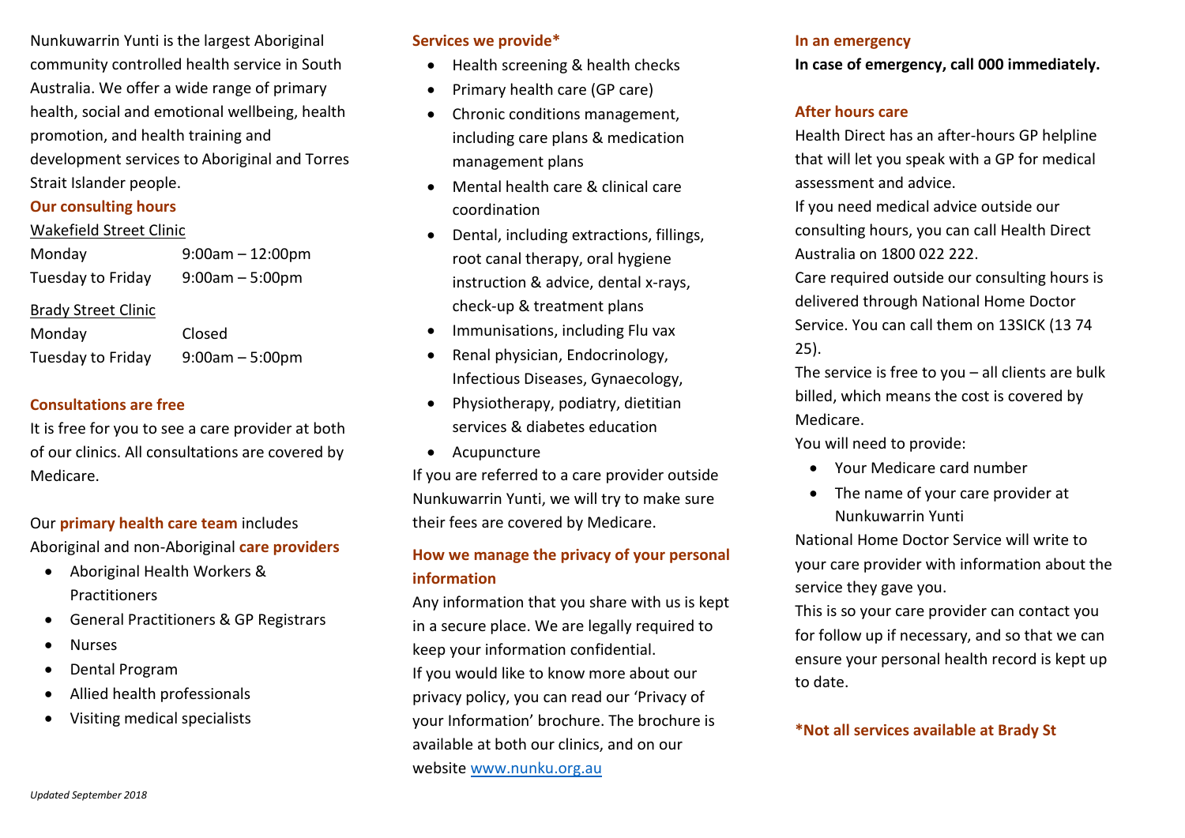Nunkuwarrin Yunti is the largest Aboriginal community controlled health service in South Australia. We offer a wide range of primary health, social and emotional wellbeing, health promotion, and health training and development services to Aboriginal and Torres Strait Islander people.

## Our consulting hours

Wakefield Street Clinic

| | |
|---|---|
| Monday | 9:00am – 12:00pm |
| Tuesday to Friday | 9:00am – 5:00pm |

Brady Street Clinic

| | |
|---|---|
| Monday | Closed |
| Tuesday to Friday | 9:00am – 5:00pm |

## Consultations are free

It is free for you to see a care provider at both of our clinics. All consultations are covered by Medicare.

Our **primary health care team** includes Aboriginal and non-Aboriginal **care providers**

- Aboriginal Health Workers & Practitioners
- General Practitioners & GP Registrars
- Nurses
- Dental Program
- Allied health professionals
- Visiting medical specialists

*Updated September 2018*

## Services we provide*

- Health screening & health checks
- Primary health care (GP care)
- Chronic conditions management, including care plans & medication management plans
- Mental health care & clinical care coordination
- Dental, including extractions, fillings, root canal therapy, oral hygiene instruction & advice, dental x-rays, check-up & treatment plans
- Immunisations, including Flu vax
- Renal physician, Endocrinology, Infectious Diseases, Gynaecology,
- Physiotherapy, podiatry, dietitian services & diabetes education
- Acupuncture

If you are referred to a care provider outside Nunkuwarrin Yunti, we will try to make sure their fees are covered by Medicare.

## How we manage the privacy of your personal information

Any information that you share with us is kept in a secure place. We are legally required to keep your information confidential.

If you would like to know more about our privacy policy, you can read our 'Privacy of your Information' brochure. The brochure is available at both our clinics, and on our website www.nunku.org.au

## In an emergency

**In case of emergency, call 000 immediately.**

## After hours care

Health Direct has an after-hours GP helpline that will let you speak with a GP for medical assessment and advice.

If you need medical advice outside our consulting hours, you can call Health Direct Australia on 1800 022 222.

Care required outside our consulting hours is delivered through National Home Doctor Service. You can call them on 13SICK (13 74 25).

The service is free to you – all clients are bulk billed, which means the cost is covered by Medicare.

You will need to provide:

- Your Medicare card number
- The name of your care provider at Nunkuwarrin Yunti

National Home Doctor Service will write to your care provider with information about the service they gave you.

This is so your care provider can contact you for follow up if necessary, and so that we can ensure your personal health record is kept up to date.

**\*Not all services available at Brady St**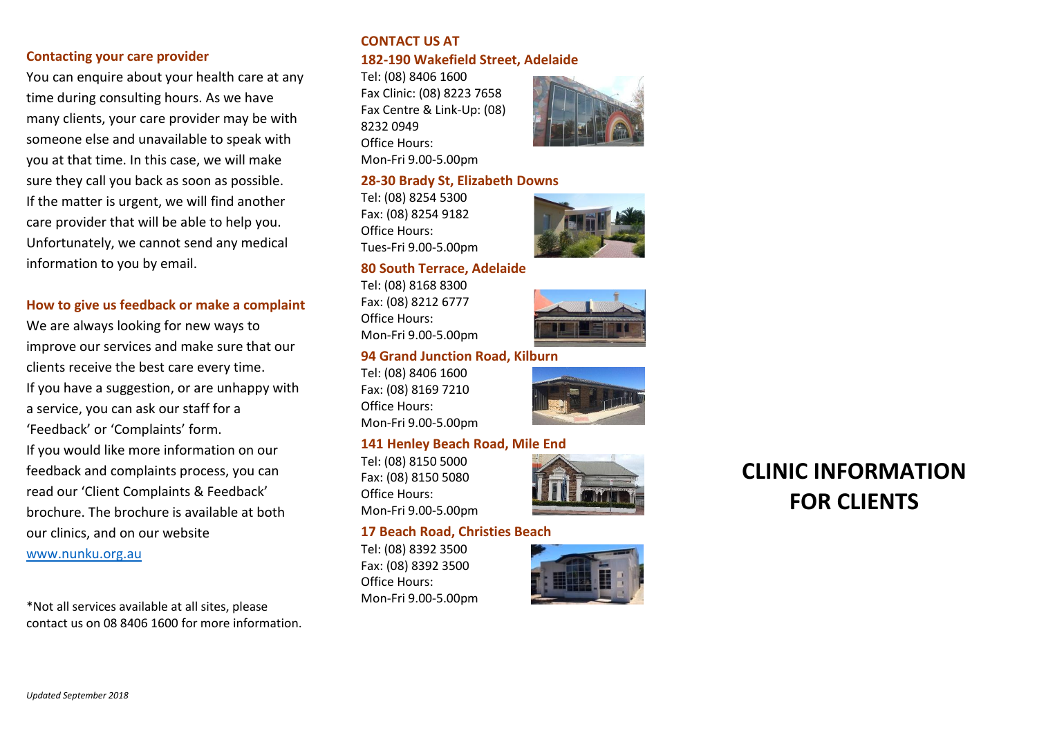## Contacting your care provider

You can enquire about your health care at any time during consulting hours. As we have many clients, your care provider may be with someone else and unavailable to speak with you at that time. In this case, we will make sure they call you back as soon as possible. If the matter is urgent, we will find another care provider that will be able to help you. Unfortunately, we cannot send any medical information to you by email.

## How to give us feedback or make a complaint

We are always looking for new ways to improve our services and make sure that our clients receive the best care every time. If you have a suggestion, or are unhappy with a service, you can ask our staff for a 'Feedback' or 'Complaints' form. If you would like more information on our feedback and complaints process, you can read our 'Client Complaints & Feedback' brochure. The brochure is available at both our clinics, and on our website [www.nunku.org.au](www.nunku.org.au)

*Not all services available at all sites, please contact us on 08 8406 1600 for more information.

*Updated September 2018*

## CONTACT US AT

### 182-190 Wakefield Street, Adelaide

Tel: (08) 8406 1600
Fax Clinic: (08) 8223 7658
Fax Centre & Link-Up: (08) 8232 0949
Office Hours:
Mon-Fri 9.00-5.00pm

### 28-30 Brady St, Elizabeth Downs

Tel: (08) 8254 5300
Fax: (08) 8254 9182
Office Hours:
Tues-Fri 9.00-5.00pm

### 80 South Terrace, Adelaide

Tel: (08) 8168 8300
Fax: (08) 8212 6777
Office Hours:
Mon-Fri 9.00-5.00pm

### 94 Grand Junction Road, Kilburn

Tel: (08) 8406 1600
Fax: (08) 8169 7210
Office Hours:
Mon-Fri 9.00-5.00pm

### 141 Henley Beach Road, Mile End

Tel: (08) 8150 5000
Fax: (08) 8150 5080
Office Hours:
Mon-Fri 9.00-5.00pm

### 17 Beach Road, Christies Beach

Tel: (08) 8392 3500
Fax: (08) 8392 3500
Office Hours:
Mon-Fri 9.00-5.00pm

# CLINIC INFORMATION FOR CLIENTS